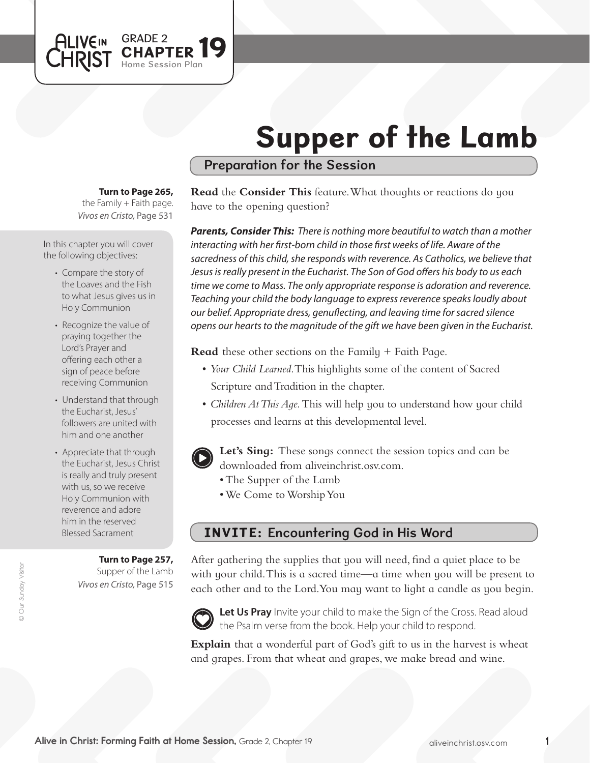GRADE 2 **CHAPTER 19** Home Session Plan

# Supper of the Lamb

## Preparation for the Session

**Turn to Page 265,** the Family + Faith page. *Vivos en Cristo,* Page 531

**Read** the **Consider This** feature. What thoughts or reactions do you have to the opening question?

***Parents, Consider This:*** *There is nothing more beautiful to watch than a mother interacting with her first-born child in those first weeks of life. Aware of the sacredness of this child, she responds with reverence. As Catholics, we believe that Jesus is really present in the Eucharist. The Son of God offers his body to us each time we come to Mass. The only appropriate response is adoration and reverence. Teaching your child the body language to express reverence speaks loudly about our belief. Appropriate dress, genuflecting, and leaving time for sacred silence opens our hearts to the magnitude of the gift we have been given in the Eucharist.*

**Read** these other sections on the Family + Faith Page.

- *Your Child Learned.* This highlights some of the content of Sacred Scripture and Tradition in the chapter.
- *Children At This Age.* This will help you to understand how your child processes and learns at this developmental level.

**Let's Sing:** These songs connect the session topics and can be downloaded from aliveinchrist.osv.com.

- The Supper of the Lamb
- We Come to Worship You

In this chapter you will cover the following objectives:

- Compare the story of the Loaves and the Fish to what Jesus gives us in Holy Communion
- Recognize the value of praying together the Lord's Prayer and offering each other a sign of peace before receiving Communion
- Understand that through the Eucharist, Jesus' followers are united with him and one another
- Appreciate that through the Eucharist, Jesus Christ is really and truly present with us, so we receive Holy Communion with reverence and adore him in the reserved Blessed Sacrament

## INVITE: Encountering God in His Word

**Turn to Page 257,** Supper of the Lamb *Vivos en Cristo,* Page 515

After gathering the supplies that you will need, find a quiet place to be with your child. This is a sacred time—a time when you will be present to each other and to the Lord. You may want to light a candle as you begin.

**Let Us Pray** Invite your child to make the Sign of the Cross. Read aloud the Psalm verse from the book. Help your child to respond.

**Explain** that a wonderful part of God's gift to us in the harvest is wheat and grapes. From that wheat and grapes, we make bread and wine.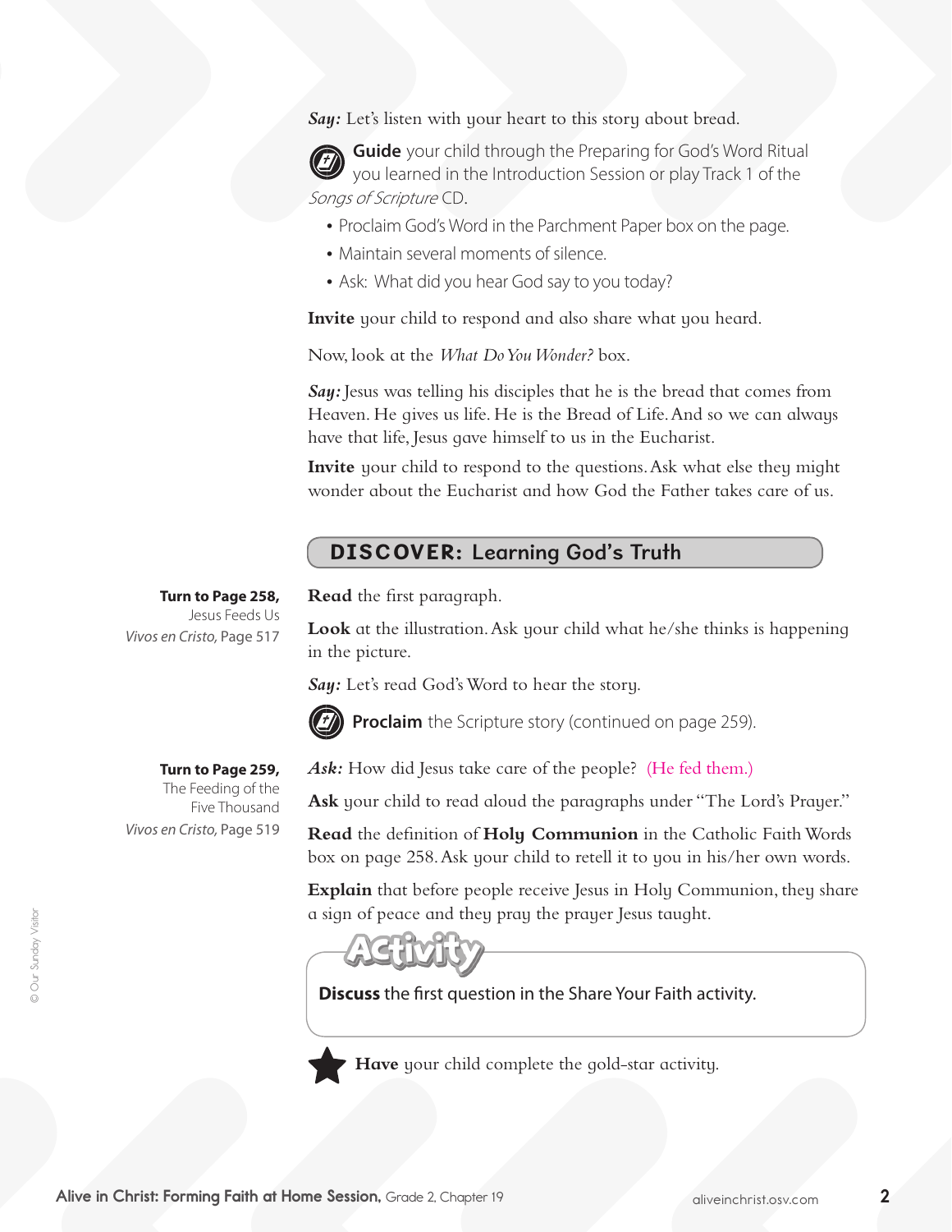***Say:*** Let's listen with your heart to this story about bread.

**Guide** your child through the Preparing for God's Word Ritual you learned in the Introduction Session or play Track 1 of the *Songs of Scripture* CD.

- Proclaim God's Word in the Parchment Paper box on the page.
- Maintain several moments of silence.
- Ask: What did you hear God say to you today?

**Invite** your child to respond and also share what you heard.

Now, look at the *What Do You Wonder?* box.

***Say:*** Jesus was telling his disciples that he is the bread that comes from Heaven. He gives us life. He is the Bread of Life. And so we can always have that life, Jesus gave himself to us in the Eucharist.

**Invite** your child to respond to the questions. Ask what else they might wonder about the Eucharist and how God the Father takes care of us.

## DISCOVER: Learning God's Truth

**Turn to Page 258,**
Jesus Feeds Us
*Vivos en Cristo*, Page 517

**Read** the first paragraph.

**Look** at the illustration. Ask your child what he/she thinks is happening in the picture.

***Say:*** Let's read God's Word to hear the story.

**Proclaim** the Scripture story (continued on page 259).

**Turn to Page 259,**
The Feeding of the Five Thousand
*Vivos en Cristo*, Page 519

***Ask:*** How did Jesus take care of the people? (He fed them.)

**Ask** your child to read aloud the paragraphs under "The Lord's Prayer."

**Read** the definition of **Holy Communion** in the Catholic Faith Words box on page 258. Ask your child to retell it to you in his/her own words.

**Explain** that before people receive Jesus in Holy Communion, they share a sign of peace and they pray the prayer Jesus taught.

**Activity**

**Discuss** the first question in the Share Your Faith activity.

**Have** your child complete the gold-star activity.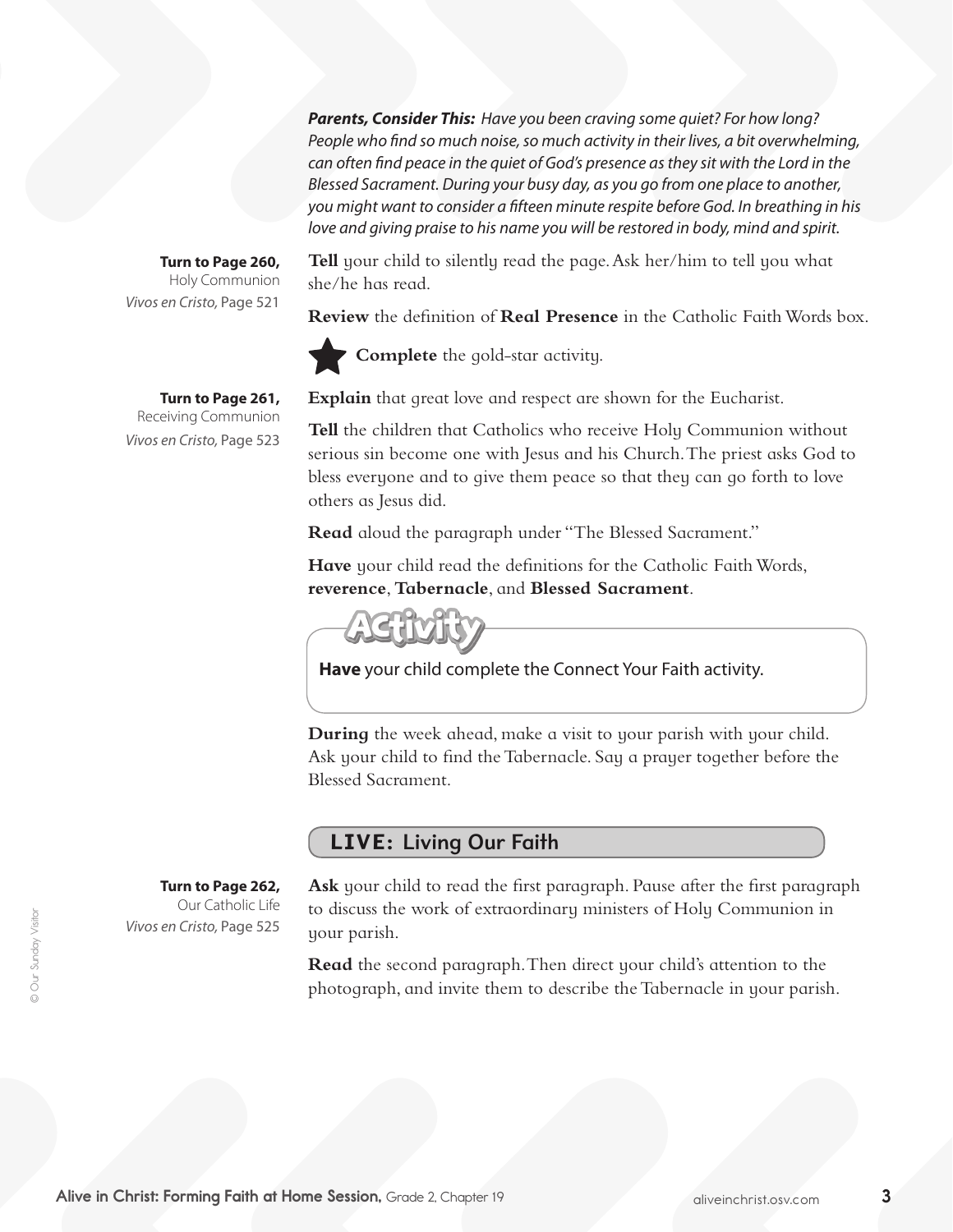***Parents, Consider This:*** *Have you been craving some quiet? For how long? People who find so much noise, so much activity in their lives, a bit overwhelming, can often find peace in the quiet of God's presence as they sit with the Lord in the Blessed Sacrament. During your busy day, as you go from one place to another, you might want to consider a fifteen minute respite before God. In breathing in his love and giving praise to his name you will be restored in body, mind and spirit.*

**Turn to Page 260,**
Holy Communion
*Vivos en Cristo,* Page 521

**Tell** your child to silently read the page. Ask her/him to tell you what she/he has read.

**Review** the definition of **Real Presence** in the Catholic Faith Words box.

★ **Complete** the gold-star activity.

**Turn to Page 261,**
Receiving Communion
*Vivos en Cristo,* Page 523

**Explain** that great love and respect are shown for the Eucharist.

**Tell** the children that Catholics who receive Holy Communion without serious sin become one with Jesus and his Church. The priest asks God to bless everyone and to give them peace so that they can go forth to love others as Jesus did.

**Read** aloud the paragraph under "The Blessed Sacrament."

**Have** your child read the definitions for the Catholic Faith Words, **reverence**, **Tabernacle**, and **Blessed Sacrament**.

**Activity**

**Have** your child complete the Connect Your Faith activity.

**During** the week ahead, make a visit to your parish with your child. Ask your child to find the Tabernacle. Say a prayer together before the Blessed Sacrament.

## LIVE: Living Our Faith

**Turn to Page 262,**
Our Catholic Life
*Vivos en Cristo,* Page 525

**Ask** your child to read the first paragraph. Pause after the first paragraph to discuss the work of extraordinary ministers of Holy Communion in your parish.

**Read** the second paragraph. Then direct your child's attention to the photograph, and invite them to describe the Tabernacle in your parish.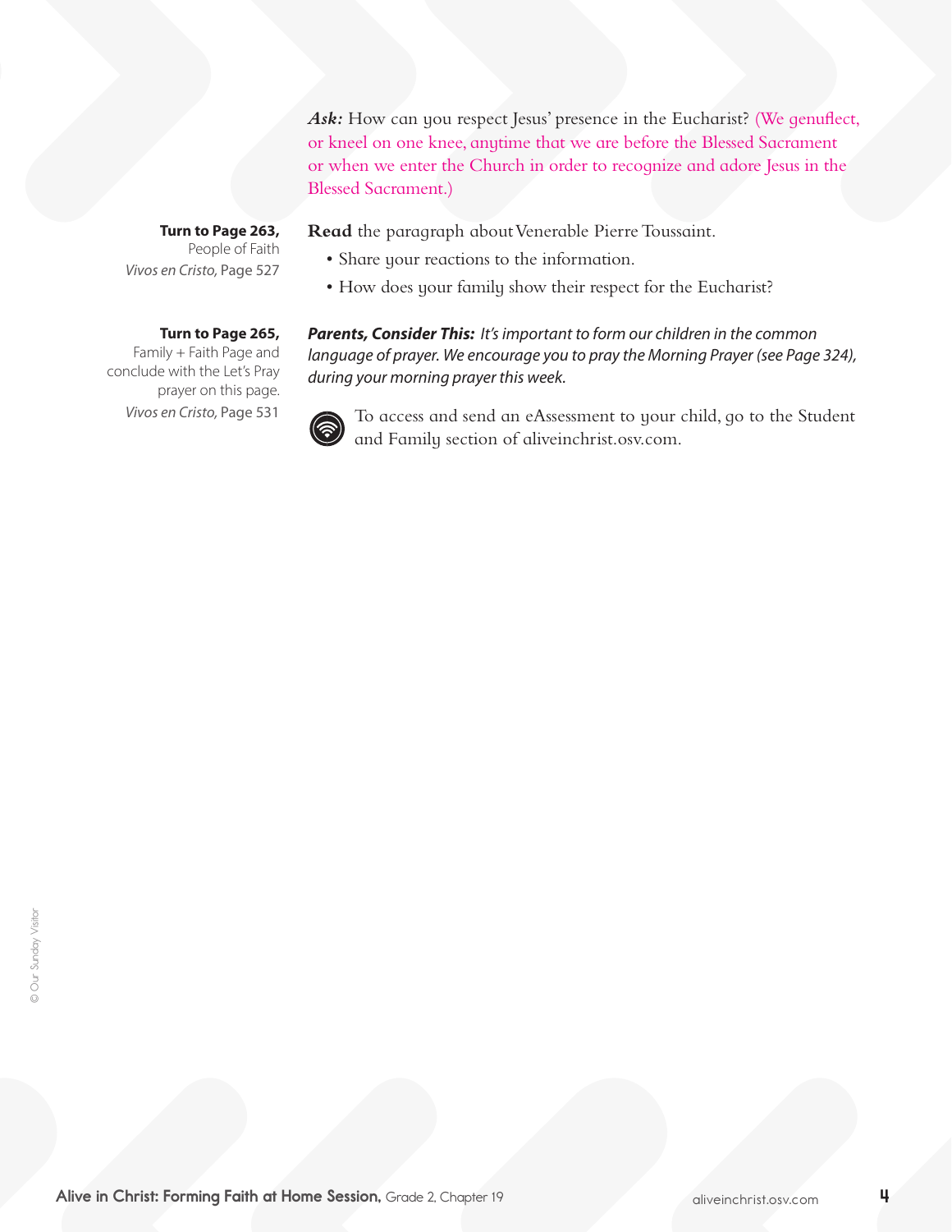***Ask:*** How can you respect Jesus' presence in the Eucharist? (We genuflect, or kneel on one knee, anytime that we are before the Blessed Sacrament or when we enter the Church in order to recognize and adore Jesus in the Blessed Sacrament.)

**Turn to Page 263,** People of Faith
*Vivos en Cristo,* Page 527

**Read** the paragraph about Venerable Pierre Toussaint.

- Share your reactions to the information.
- How does your family show their respect for the Eucharist?

**Turn to Page 265,** Family + Faith Page and conclude with the Let's Pray prayer on this page.
*Vivos en Cristo,* Page 531

***Parents, Consider This:*** *It's important to form our children in the common language of prayer. We encourage you to pray the Morning Prayer (see Page 324), during your morning prayer this week.*

To access and send an eAssessment to your child, go to the Student and Family section of aliveinchrist.osv.com.

© Our Sunday Visitor